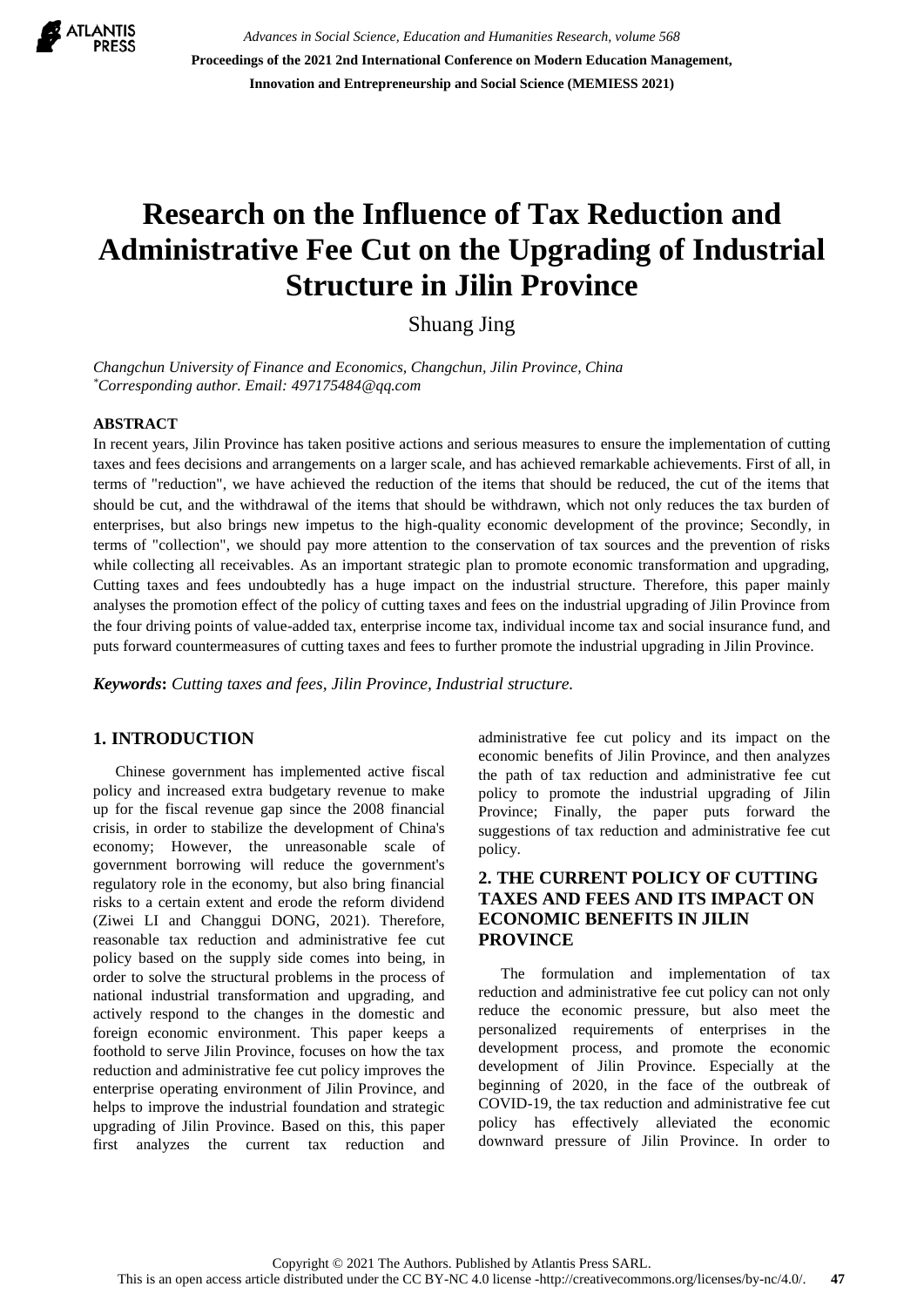# Research on the Influence of Tax Reduction and Administrative Fee Cut on the Upgrading of Industrial Structure in Jilin Province

Shuang Jing

*Changchun University of Finance and Economics, Changchun, Jilin Province, China*
*[*]Corresponding author. Email: 497175484@qq.com*

**ABSTRACT**

In recent years, Jilin Province has taken positive actions and serious measures to ensure the implementation of cutting taxes and fees decisions and arrangements on a larger scale, and has achieved remarkable achievements. First of all, in terms of "reduction", we have achieved the reduction of the items that should be reduced, the cut of the items that should be cut, and the withdrawal of the items that should be withdrawn, which not only reduces the tax burden of enterprises, but also brings new impetus to the high-quality economic development of the province; Secondly, in terms of "collection", we should pay more attention to the conservation of tax sources and the prevention of risks while collecting all receivables. As an important strategic plan to promote economic transformation and upgrading, Cutting taxes and fees undoubtedly has a huge impact on the industrial structure. Therefore, this paper mainly analyses the promotion effect of the policy of cutting taxes and fees on the industrial upgrading of Jilin Province from the four driving points of value-added tax, enterprise income tax, individual income tax and social insurance fund, and puts forward countermeasures of cutting taxes and fees to further promote the industrial upgrading in Jilin Province.

***Keywords**: Cutting taxes and fees, Jilin Province, Industrial structure.*

## 1. INTRODUCTION

Chinese government has implemented active fiscal policy and increased extra budgetary revenue to make up for the fiscal revenue gap since the 2008 financial crisis, in order to stabilize the development of China's economy; However, the unreasonable scale of government borrowing will reduce the government's regulatory role in the economy, but also bring financial risks to a certain extent and erode the reform dividend (Ziwei LI and Changgui DONG, 2021). Therefore, reasonable tax reduction and administrative fee cut policy based on the supply side comes into being, in order to solve the structural problems in the process of national industrial transformation and upgrading, and actively respond to the changes in the domestic and foreign economic environment. This paper keeps a foothold to serve Jilin Province, focuses on how the tax reduction and administrative fee cut policy improves the enterprise operating environment of Jilin Province, and helps to improve the industrial foundation and strategic upgrading of Jilin Province. Based on this, this paper first analyzes the current tax reduction and administrative fee cut policy and its impact on the economic benefits of Jilin Province, and then analyzes the path of tax reduction and administrative fee cut policy to promote the industrial upgrading of Jilin Province; Finally, the paper puts forward the suggestions of tax reduction and administrative fee cut policy.

## 2. THE CURRENT POLICY OF CUTTING TAXES AND FEES AND ITS IMPACT ON ECONOMIC BENEFITS IN JILIN PROVINCE

The formulation and implementation of tax reduction and administrative fee cut policy can not only reduce the economic pressure, but also meet the personalized requirements of enterprises in the development process, and promote the economic development of Jilin Province. Especially at the beginning of 2020, in the face of the outbreak of COVID-19, the tax reduction and administrative fee cut policy has effectively alleviated the economic downward pressure of Jilin Province. In order to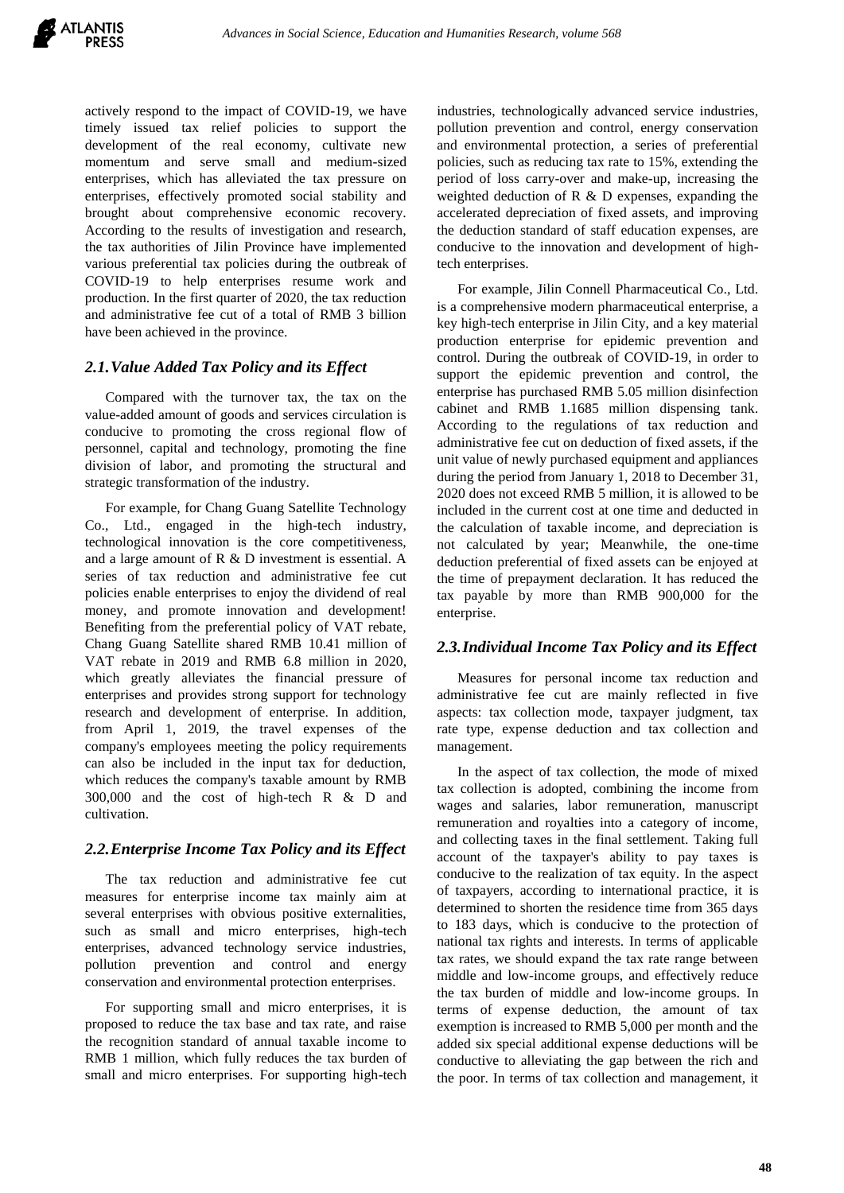actively respond to the impact of COVID-19, we have timely issued tax relief policies to support the development of the real economy, cultivate new momentum and serve small and medium-sized enterprises, which has alleviated the tax pressure on enterprises, effectively promoted social stability and brought about comprehensive economic recovery. According to the results of investigation and research, the tax authorities of Jilin Province have implemented various preferential tax policies during the outbreak of COVID-19 to help enterprises resume work and production. In the first quarter of 2020, the tax reduction and administrative fee cut of a total of RMB 3 billion have been achieved in the province.

## 2.1. Value Added Tax Policy and its Effect

Compared with the turnover tax, the tax on the value-added amount of goods and services circulation is conducive to promoting the cross regional flow of personnel, capital and technology, promoting the fine division of labor, and promoting the structural and strategic transformation of the industry.

For example, for Chang Guang Satellite Technology Co., Ltd., engaged in the high-tech industry, technological innovation is the core competitiveness, and a large amount of R & D investment is essential. A series of tax reduction and administrative fee cut policies enable enterprises to enjoy the dividend of real money, and promote innovation and development! Benefiting from the preferential policy of VAT rebate, Chang Guang Satellite shared RMB 10.41 million of VAT rebate in 2019 and RMB 6.8 million in 2020, which greatly alleviates the financial pressure of enterprises and provides strong support for technology research and development of enterprise. In addition, from April 1, 2019, the travel expenses of the company's employees meeting the policy requirements can also be included in the input tax for deduction, which reduces the company's taxable amount by RMB 300,000 and the cost of high-tech R & D and cultivation.

## 2.2. Enterprise Income Tax Policy and its Effect

The tax reduction and administrative fee cut measures for enterprise income tax mainly aim at several enterprises with obvious positive externalities, such as small and micro enterprises, high-tech enterprises, advanced technology service industries, pollution prevention and control and energy conservation and environmental protection enterprises.

For supporting small and micro enterprises, it is proposed to reduce the tax base and tax rate, and raise the recognition standard of annual taxable income to RMB 1 million, which fully reduces the tax burden of small and micro enterprises. For supporting high-tech industries, technologically advanced service industries, pollution prevention and control, energy conservation and environmental protection, a series of preferential policies, such as reducing tax rate to 15%, extending the period of loss carry-over and make-up, increasing the weighted deduction of R & D expenses, expanding the accelerated depreciation of fixed assets, and improving the deduction standard of staff education expenses, are conducive to the innovation and development of high-tech enterprises.

For example, Jilin Connell Pharmaceutical Co., Ltd. is a comprehensive modern pharmaceutical enterprise, a key high-tech enterprise in Jilin City, and a key material production enterprise for epidemic prevention and control. During the outbreak of COVID-19, in order to support the epidemic prevention and control, the enterprise has purchased RMB 5.05 million disinfection cabinet and RMB 1.1685 million dispensing tank. According to the regulations of tax reduction and administrative fee cut on deduction of fixed assets, if the unit value of newly purchased equipment and appliances during the period from January 1, 2018 to December 31, 2020 does not exceed RMB 5 million, it is allowed to be included in the current cost at one time and deducted in the calculation of taxable income, and depreciation is not calculated by year; Meanwhile, the one-time deduction preferential of fixed assets can be enjoyed at the time of prepayment declaration. It has reduced the tax payable by more than RMB 900,000 for the enterprise.

## 2.3. Individual Income Tax Policy and its Effect

Measures for personal income tax reduction and administrative fee cut are mainly reflected in five aspects: tax collection mode, taxpayer judgment, tax rate type, expense deduction and tax collection and management.

In the aspect of tax collection, the mode of mixed tax collection is adopted, combining the income from wages and salaries, labor remuneration, manuscript remuneration and royalties into a category of income, and collecting taxes in the final settlement. Taking full account of the taxpayer's ability to pay taxes is conducive to the realization of tax equity. In the aspect of taxpayers, according to international practice, it is determined to shorten the residence time from 365 days to 183 days, which is conducive to the protection of national tax rights and interests. In terms of applicable tax rates, we should expand the tax rate range between middle and low-income groups, and effectively reduce the tax burden of middle and low-income groups. In terms of expense deduction, the amount of tax exemption is increased to RMB 5,000 per month and the added six special additional expense deductions will be conducive to alleviating the gap between the rich and the poor. In terms of tax collection and management, it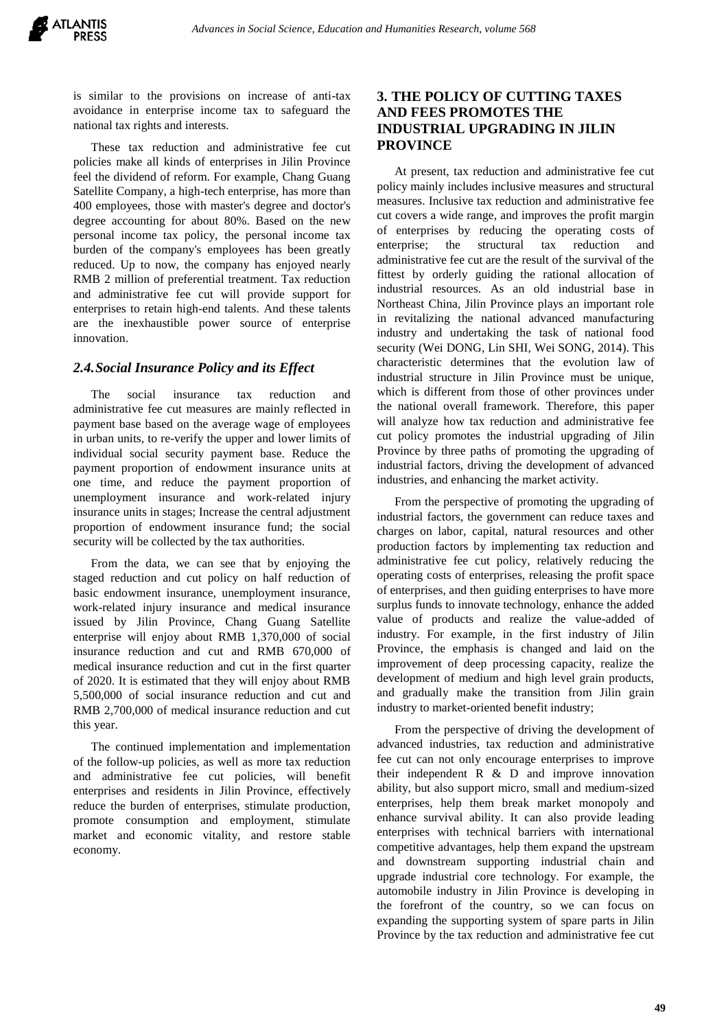is similar to the provisions on increase of anti-tax avoidance in enterprise income tax to safeguard the national tax rights and interests.

These tax reduction and administrative fee cut policies make all kinds of enterprises in Jilin Province feel the dividend of reform. For example, Chang Guang Satellite Company, a high-tech enterprise, has more than 400 employees, those with master's degree and doctor's degree accounting for about 80%. Based on the new personal income tax policy, the personal income tax burden of the company's employees has been greatly reduced. Up to now, the company has enjoyed nearly RMB 2 million of preferential treatment. Tax reduction and administrative fee cut will provide support for enterprises to retain high-end talents. And these talents are the inexhaustible power source of enterprise innovation.

### *2.4. Social Insurance Policy and its Effect*

The social insurance tax reduction and administrative fee cut measures are mainly reflected in payment base based on the average wage of employees in urban units, to re-verify the upper and lower limits of individual social security payment base. Reduce the payment proportion of endowment insurance units at one time, and reduce the payment proportion of unemployment insurance and work-related injury insurance units in stages; Increase the central adjustment proportion of endowment insurance fund; the social security will be collected by the tax authorities.

From the data, we can see that by enjoying the staged reduction and cut policy on half reduction of basic endowment insurance, unemployment insurance, work-related injury insurance and medical insurance issued by Jilin Province, Chang Guang Satellite enterprise will enjoy about RMB 1,370,000 of social insurance reduction and cut and RMB 670,000 of medical insurance reduction and cut in the first quarter of 2020. It is estimated that they will enjoy about RMB 5,500,000 of social insurance reduction and cut and RMB 2,700,000 of medical insurance reduction and cut this year.

The continued implementation and implementation of the follow-up policies, as well as more tax reduction and administrative fee cut policies, will benefit enterprises and residents in Jilin Province, effectively reduce the burden of enterprises, stimulate production, promote consumption and employment, stimulate market and economic vitality, and restore stable economy.

## 3. THE POLICY OF CUTTING TAXES AND FEES PROMOTES THE INDUSTRIAL UPGRADING IN JILIN PROVINCE

At present, tax reduction and administrative fee cut policy mainly includes inclusive measures and structural measures. Inclusive tax reduction and administrative fee cut covers a wide range, and improves the profit margin of enterprises by reducing the operating costs of enterprise; the structural tax reduction and administrative fee cut are the result of the survival of the fittest by orderly guiding the rational allocation of industrial resources. As an old industrial base in Northeast China, Jilin Province plays an important role in revitalizing the national advanced manufacturing industry and undertaking the task of national food security (Wei DONG, Lin SHI, Wei SONG, 2014). This characteristic determines that the evolution law of industrial structure in Jilin Province must be unique, which is different from those of other provinces under the national overall framework. Therefore, this paper will analyze how tax reduction and administrative fee cut policy promotes the industrial upgrading of Jilin Province by three paths of promoting the upgrading of industrial factors, driving the development of advanced industries, and enhancing the market activity.

From the perspective of promoting the upgrading of industrial factors, the government can reduce taxes and charges on labor, capital, natural resources and other production factors by implementing tax reduction and administrative fee cut policy, relatively reducing the operating costs of enterprises, releasing the profit space of enterprises, and then guiding enterprises to have more surplus funds to innovate technology, enhance the added value of products and realize the value-added of industry. For example, in the first industry of Jilin Province, the emphasis is changed and laid on the improvement of deep processing capacity, realize the development of medium and high level grain products, and gradually make the transition from Jilin grain industry to market-oriented benefit industry;

From the perspective of driving the development of advanced industries, tax reduction and administrative fee cut can not only encourage enterprises to improve their independent R & D and improve innovation ability, but also support micro, small and medium-sized enterprises, help them break market monopoly and enhance survival ability. It can also provide leading enterprises with technical barriers with international competitive advantages, help them expand the upstream and downstream supporting industrial chain and upgrade industrial core technology. For example, the automobile industry in Jilin Province is developing in the forefront of the country, so we can focus on expanding the supporting system of spare parts in Jilin Province by the tax reduction and administrative fee cut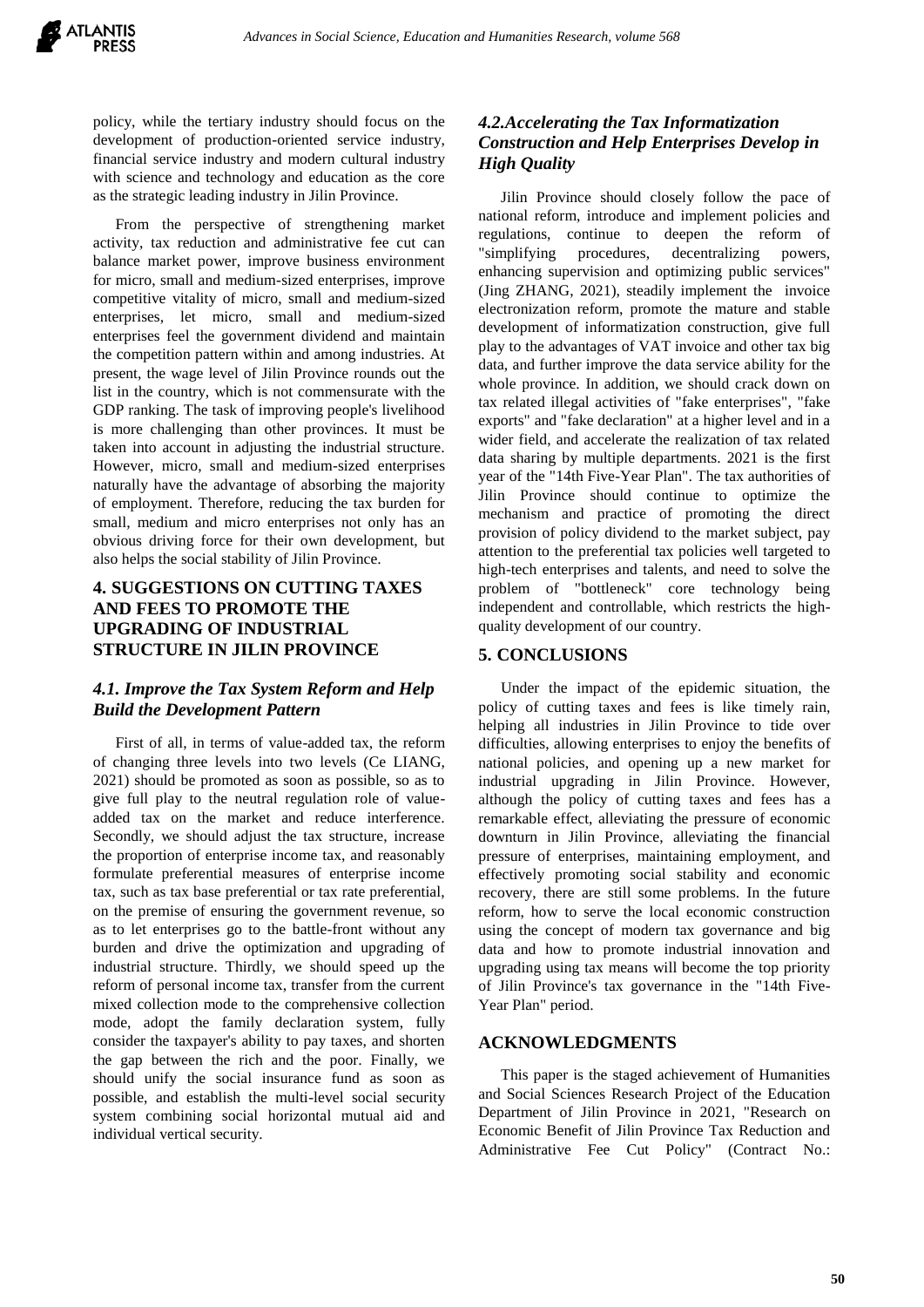policy, while the tertiary industry should focus on the development of production-oriented service industry, financial service industry and modern cultural industry with science and technology and education as the core as the strategic leading industry in Jilin Province.

From the perspective of strengthening market activity, tax reduction and administrative fee cut can balance market power, improve business environment for micro, small and medium-sized enterprises, improve competitive vitality of micro, small and medium-sized enterprises, let micro, small and medium-sized enterprises feel the government dividend and maintain the competition pattern within and among industries. At present, the wage level of Jilin Province rounds out the list in the country, which is not commensurate with the GDP ranking. The task of improving people's livelihood is more challenging than other provinces. It must be taken into account in adjusting the industrial structure. However, micro, small and medium-sized enterprises naturally have the advantage of absorbing the majority of employment. Therefore, reducing the tax burden for small, medium and micro enterprises not only has an obvious driving force for their own development, but also helps the social stability of Jilin Province.

## 4. SUGGESTIONS ON CUTTING TAXES AND FEES TO PROMOTE THE UPGRADING OF INDUSTRIAL STRUCTURE IN JILIN PROVINCE

### *4.1. Improve the Tax System Reform and Help Build the Development Pattern*

First of all, in terms of value-added tax, the reform of changing three levels into two levels (Ce LIANG, 2021) should be promoted as soon as possible, so as to give full play to the neutral regulation role of value-added tax on the market and reduce interference. Secondly, we should adjust the tax structure, increase the proportion of enterprise income tax, and reasonably formulate preferential measures of enterprise income tax, such as tax base preferential or tax rate preferential, on the premise of ensuring the government revenue, so as to let enterprises go to the battle-front without any burden and drive the optimization and upgrading of industrial structure. Thirdly, we should speed up the reform of personal income tax, transfer from the current mixed collection mode to the comprehensive collection mode, adopt the family declaration system, fully consider the taxpayer's ability to pay taxes, and shorten the gap between the rich and the poor. Finally, we should unify the social insurance fund as soon as possible, and establish the multi-level social security system combining social horizontal mutual aid and individual vertical security.

### *4.2.Accelerating the Tax Informatization Construction and Help Enterprises Develop in High Quality*

Jilin Province should closely follow the pace of national reform, introduce and implement policies and regulations, continue to deepen the reform of "simplifying procedures, decentralizing powers, enhancing supervision and optimizing public services" (Jing ZHANG, 2021), steadily implement the invoice electronization reform, promote the mature and stable development of informatization construction, give full play to the advantages of VAT invoice and other tax big data, and further improve the data service ability for the whole province. In addition, we should crack down on tax related illegal activities of "fake enterprises", "fake exports" and "fake declaration" at a higher level and in a wider field, and accelerate the realization of tax related data sharing by multiple departments. 2021 is the first year of the "14th Five-Year Plan". The tax authorities of Jilin Province should continue to optimize the mechanism and practice of promoting the direct provision of policy dividend to the market subject, pay attention to the preferential tax policies well targeted to high-tech enterprises and talents, and need to solve the problem of "bottleneck" core technology being independent and controllable, which restricts the high-quality development of our country.

## 5. CONCLUSIONS

Under the impact of the epidemic situation, the policy of cutting taxes and fees is like timely rain, helping all industries in Jilin Province to tide over difficulties, allowing enterprises to enjoy the benefits of national policies, and opening up a new market for industrial upgrading in Jilin Province. However, although the policy of cutting taxes and fees has a remarkable effect, alleviating the pressure of economic downturn in Jilin Province, alleviating the financial pressure of enterprises, maintaining employment, and effectively promoting social stability and economic recovery, there are still some problems. In the future reform, how to serve the local economic construction using the concept of modern tax governance and big data and how to promote industrial innovation and upgrading using tax means will become the top priority of Jilin Province's tax governance in the "14th Five-Year Plan" period.

## ACKNOWLEDGMENTS

This paper is the staged achievement of Humanities and Social Sciences Research Project of the Education Department of Jilin Province in 2021, "Research on Economic Benefit of Jilin Province Tax Reduction and Administrative Fee Cut Policy" (Contract No.: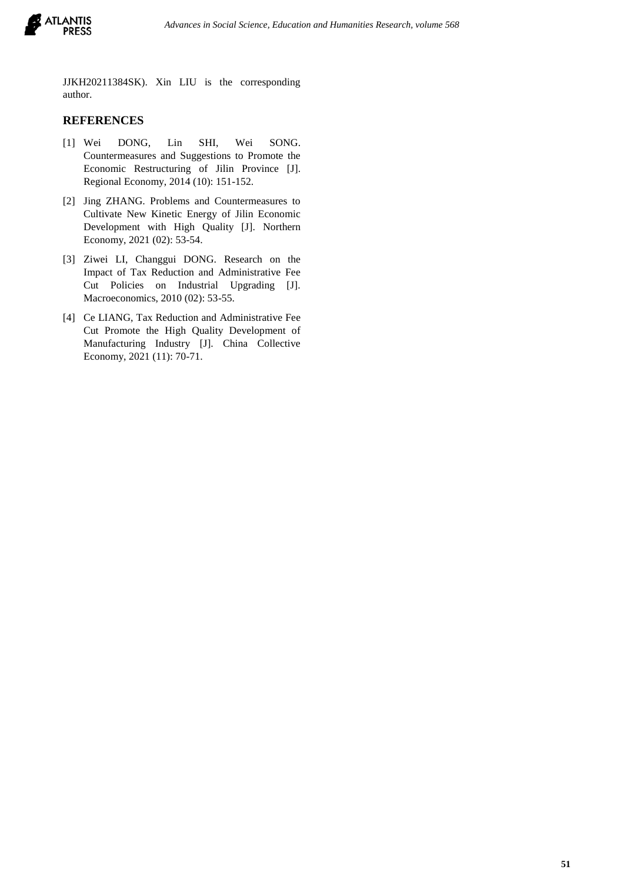JJKH20211384SK). Xin LIU is the corresponding author.

## REFERENCES

[1] Wei DONG, Lin SHI, Wei SONG. Countermeasures and Suggestions to Promote the Economic Restructuring of Jilin Province [J]. Regional Economy, 2014 (10): 151-152.

[2] Jing ZHANG. Problems and Countermeasures to Cultivate New Kinetic Energy of Jilin Economic Development with High Quality [J]. Northern Economy, 2021 (02): 53-54.

[3] Ziwei LI, Changgui DONG. Research on the Impact of Tax Reduction and Administrative Fee Cut Policies on Industrial Upgrading [J]. Macroeconomics, 2010 (02): 53-55.

[4] Ce LIANG, Tax Reduction and Administrative Fee Cut Promote the High Quality Development of Manufacturing Industry [J]. China Collective Economy, 2021 (11): 70-71.